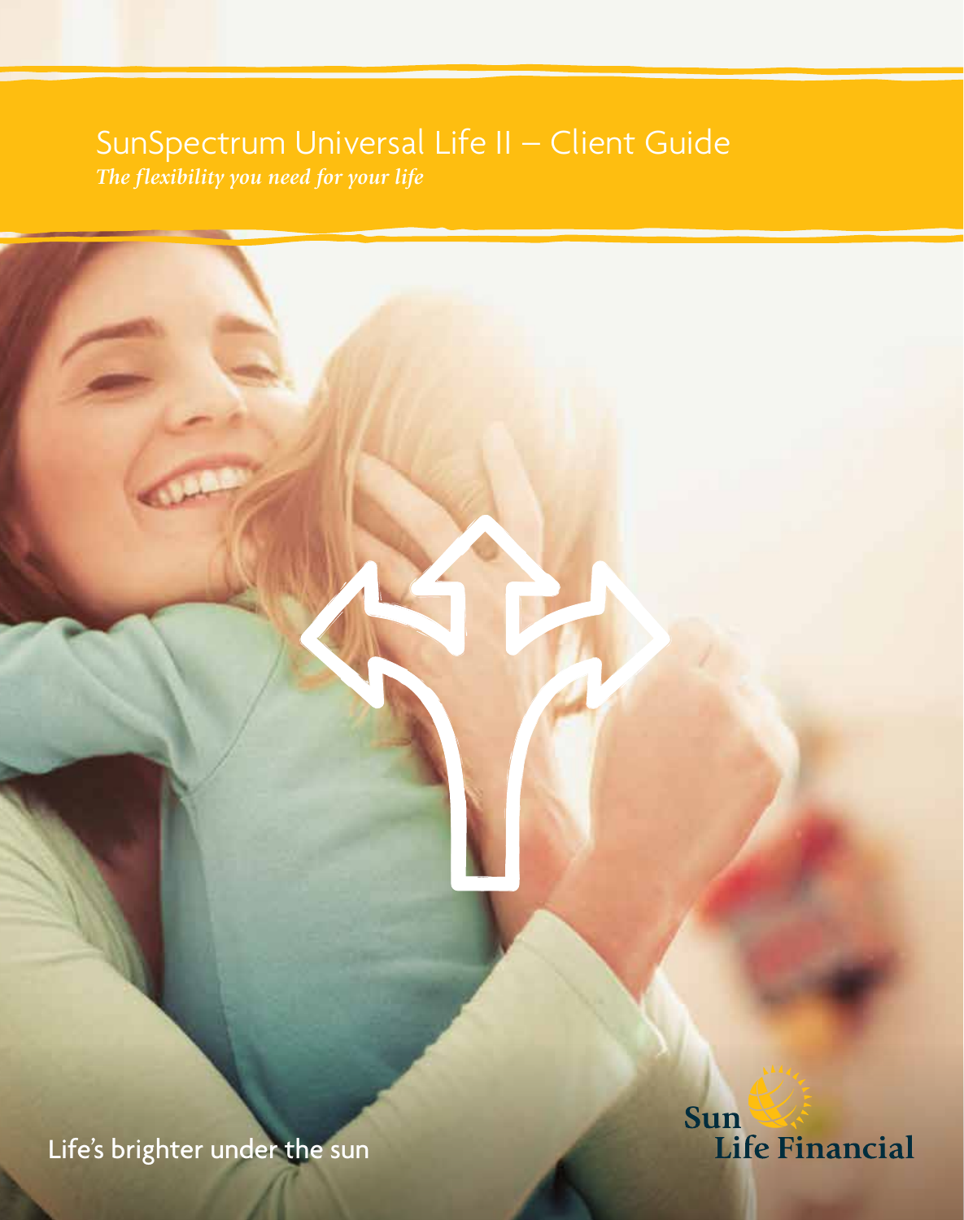# SunSpectrum Universal Life II – Client Guide

*The flexibility you need for your life*

Life's brighter under the sun

Sun Life Financial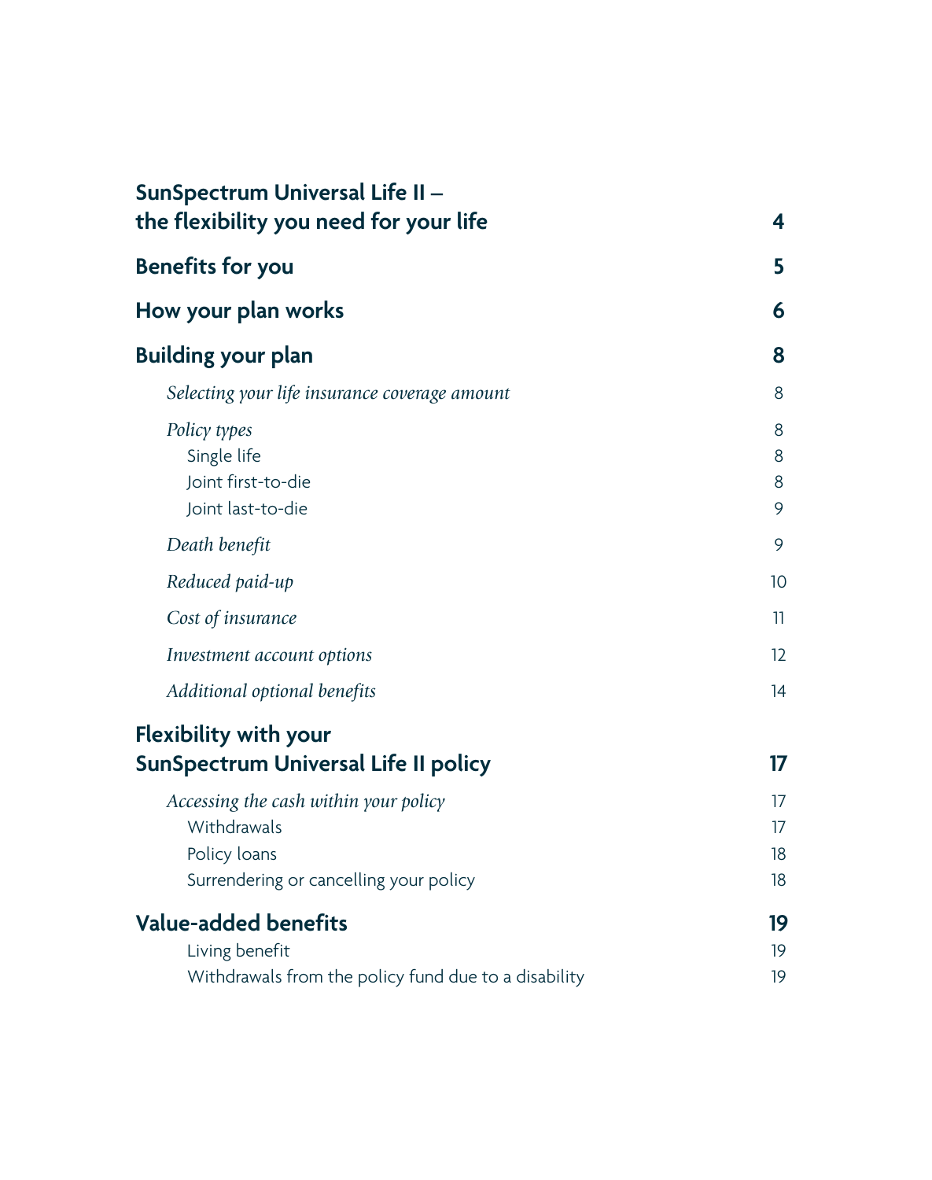| | |
|---|---|
| **SunSpectrum Universal Life II – the flexibility you need for your life** | **4** |
| **Benefits for you** | **5** |
| **How your plan works** | **6** |
| **Building your plan** | **8** |
| *Selecting your life insurance coverage amount* | 8 |
| *Policy types* | 8 |
| Single life | 8 |
| Joint first-to-die | 8 |
| Joint last-to-die | 9 |
| *Death benefit* | 9 |
| *Reduced paid-up* | 10 |
| *Cost of insurance* | 11 |
| *Investment account options* | 12 |
| *Additional optional benefits* | 14 |
| **Flexibility with your SunSpectrum Universal Life II policy** | **17** |
| *Accessing the cash within your policy* | 17 |
| Withdrawals | 17 |
| Policy loans | 18 |
| Surrendering or cancelling your policy | 18 |
| **Value-added benefits** | **19** |
| Living benefit | 19 |
| Withdrawals from the policy fund due to a disability | 19 |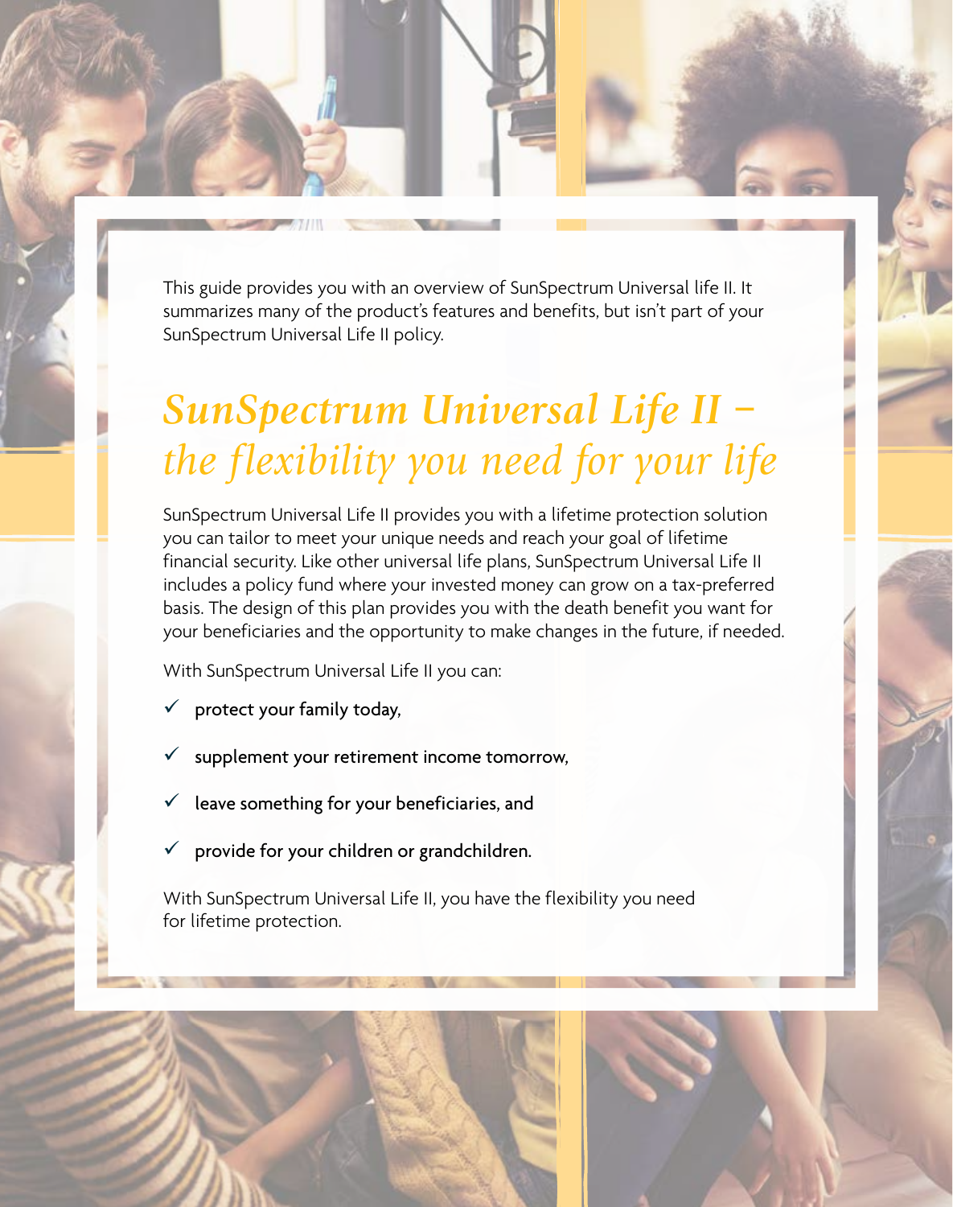This guide provides you with an overview of SunSpectrum Universal life II. It summarizes many of the product's features and benefits, but isn't part of your SunSpectrum Universal Life II policy.

# *SunSpectrum Universal Life II – the flexibility you need for your life*

SunSpectrum Universal Life II provides you with a lifetime protection solution you can tailor to meet your unique needs and reach your goal of lifetime financial security. Like other universal life plans, SunSpectrum Universal Life II includes a policy fund where your invested money can grow on a tax-preferred basis. The design of this plan provides you with the death benefit you want for your beneficiaries and the opportunity to make changes in the future, if needed.

With SunSpectrum Universal Life II you can:

- ✓ protect your family today,
- ✓ supplement your retirement income tomorrow,
- ✓ leave something for your beneficiaries, and
- ✓ provide for your children or grandchildren.

With SunSpectrum Universal Life II, you have the flexibility you need for lifetime protection.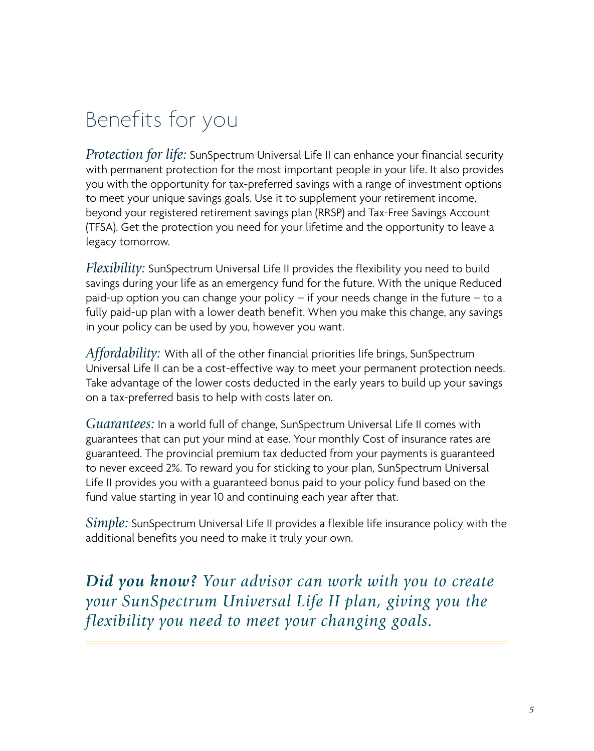# Benefits for you

*Protection for life:* SunSpectrum Universal Life II can enhance your financial security with permanent protection for the most important people in your life. It also provides you with the opportunity for tax-preferred savings with a range of investment options to meet your unique savings goals. Use it to supplement your retirement income, beyond your registered retirement savings plan (RRSP) and Tax-Free Savings Account (TFSA). Get the protection you need for your lifetime and the opportunity to leave a legacy tomorrow.

*Flexibility:* SunSpectrum Universal Life II provides the flexibility you need to build savings during your life as an emergency fund for the future. With the unique Reduced paid-up option you can change your policy – if your needs change in the future – to a fully paid-up plan with a lower death benefit. When you make this change, any savings in your policy can be used by you, however you want.

*Affordability:* With all of the other financial priorities life brings, SunSpectrum Universal Life II can be a cost-effective way to meet your permanent protection needs. Take advantage of the lower costs deducted in the early years to build up your savings on a tax-preferred basis to help with costs later on.

*Guarantees:* In a world full of change, SunSpectrum Universal Life II comes with guarantees that can put your mind at ease. Your monthly Cost of insurance rates are guaranteed. The provincial premium tax deducted from your payments is guaranteed to never exceed 2%. To reward you for sticking to your plan, SunSpectrum Universal Life II provides you with a guaranteed bonus paid to your policy fund based on the fund value starting in year 10 and continuing each year after that.

*Simple:* SunSpectrum Universal Life II provides a flexible life insurance policy with the additional benefits you need to make it truly your own.

---

***Did you know?*** *Your advisor can work with you to create your SunSpectrum Universal Life II plan, giving you the flexibility you need to meet your changing goals.*

---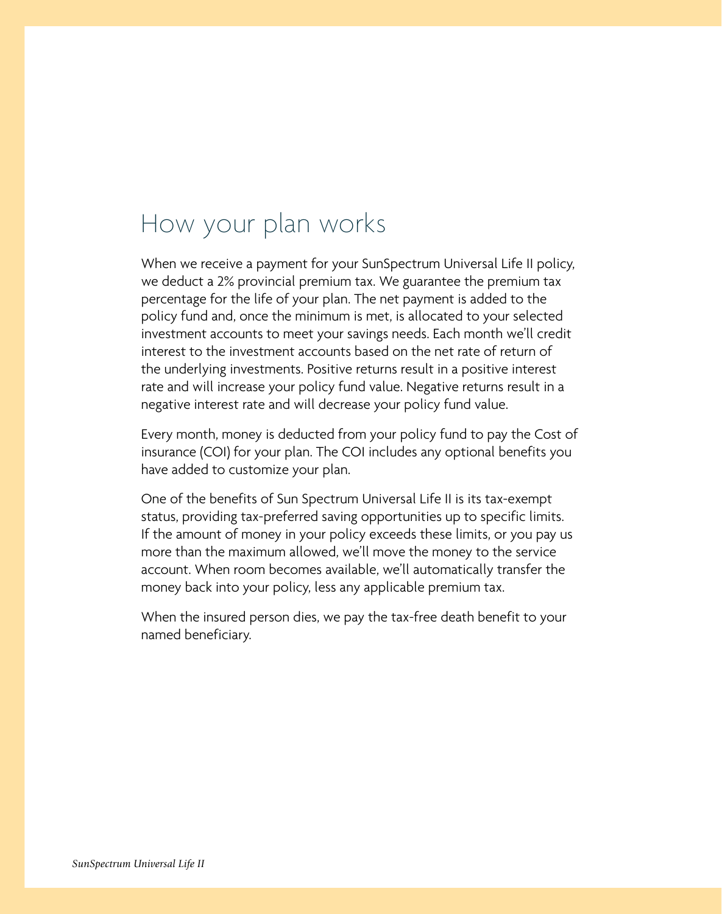# How your plan works

When we receive a payment for your SunSpectrum Universal Life II policy, we deduct a 2% provincial premium tax. We guarantee the premium tax percentage for the life of your plan. The net payment is added to the policy fund and, once the minimum is met, is allocated to your selected investment accounts to meet your savings needs. Each month we'll credit interest to the investment accounts based on the net rate of return of the underlying investments. Positive returns result in a positive interest rate and will increase your policy fund value. Negative returns result in a negative interest rate and will decrease your policy fund value.

Every month, money is deducted from your policy fund to pay the Cost of insurance (COI) for your plan. The COI includes any optional benefits you have added to customize your plan.

One of the benefits of Sun Spectrum Universal Life II is its tax-exempt status, providing tax-preferred saving opportunities up to specific limits. If the amount of money in your policy exceeds these limits, or you pay us more than the maximum allowed, we'll move the money to the service account. When room becomes available, we'll automatically transfer the money back into your policy, less any applicable premium tax.

When the insured person dies, we pay the tax-free death benefit to your named beneficiary.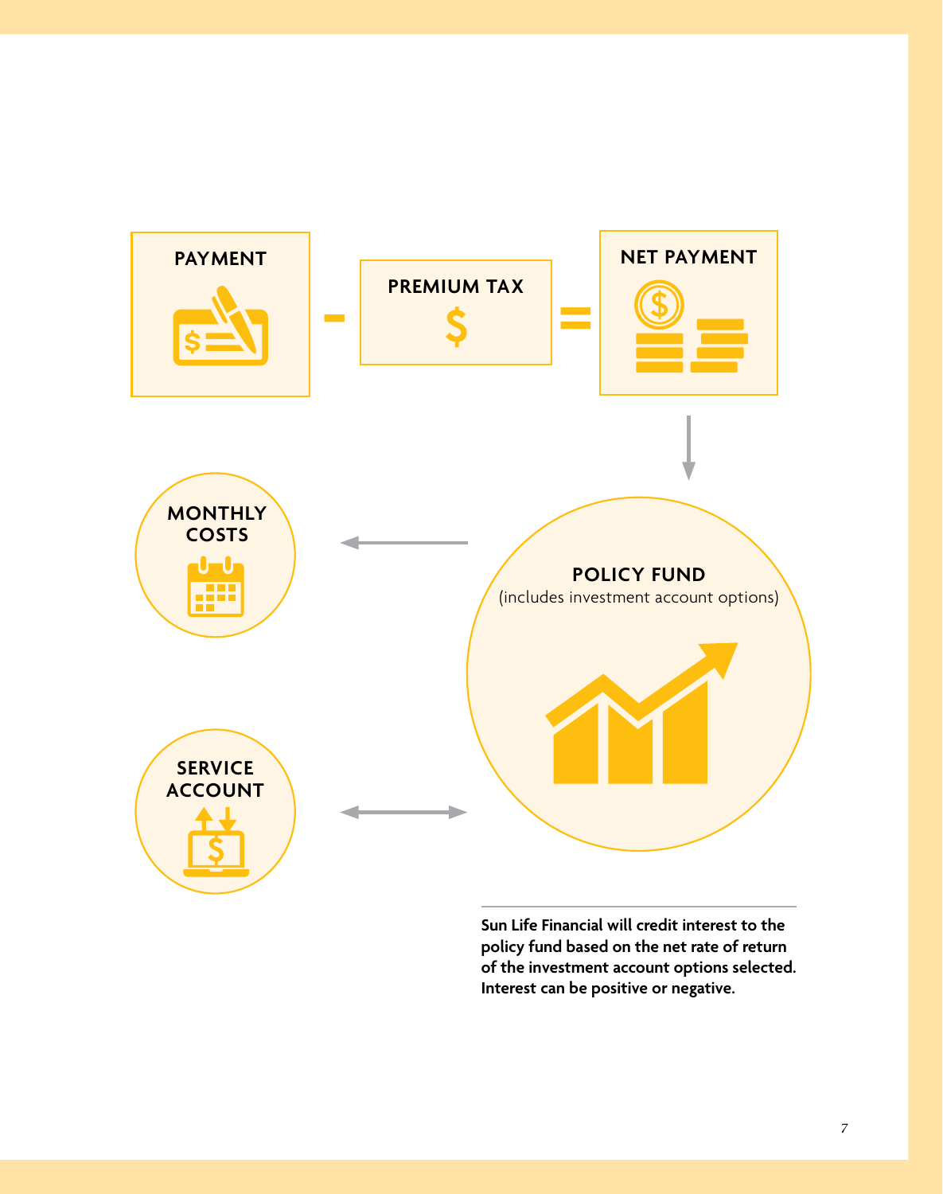PAYMENT − PREMIUM TAX = NET PAYMENT

POLICY FUND
(includes investment account options)

MONTHLY COSTS

SERVICE ACCOUNT

**Sun Life Financial will credit interest to the policy fund based on the net rate of return of the investment account options selected. Interest can be positive or negative.**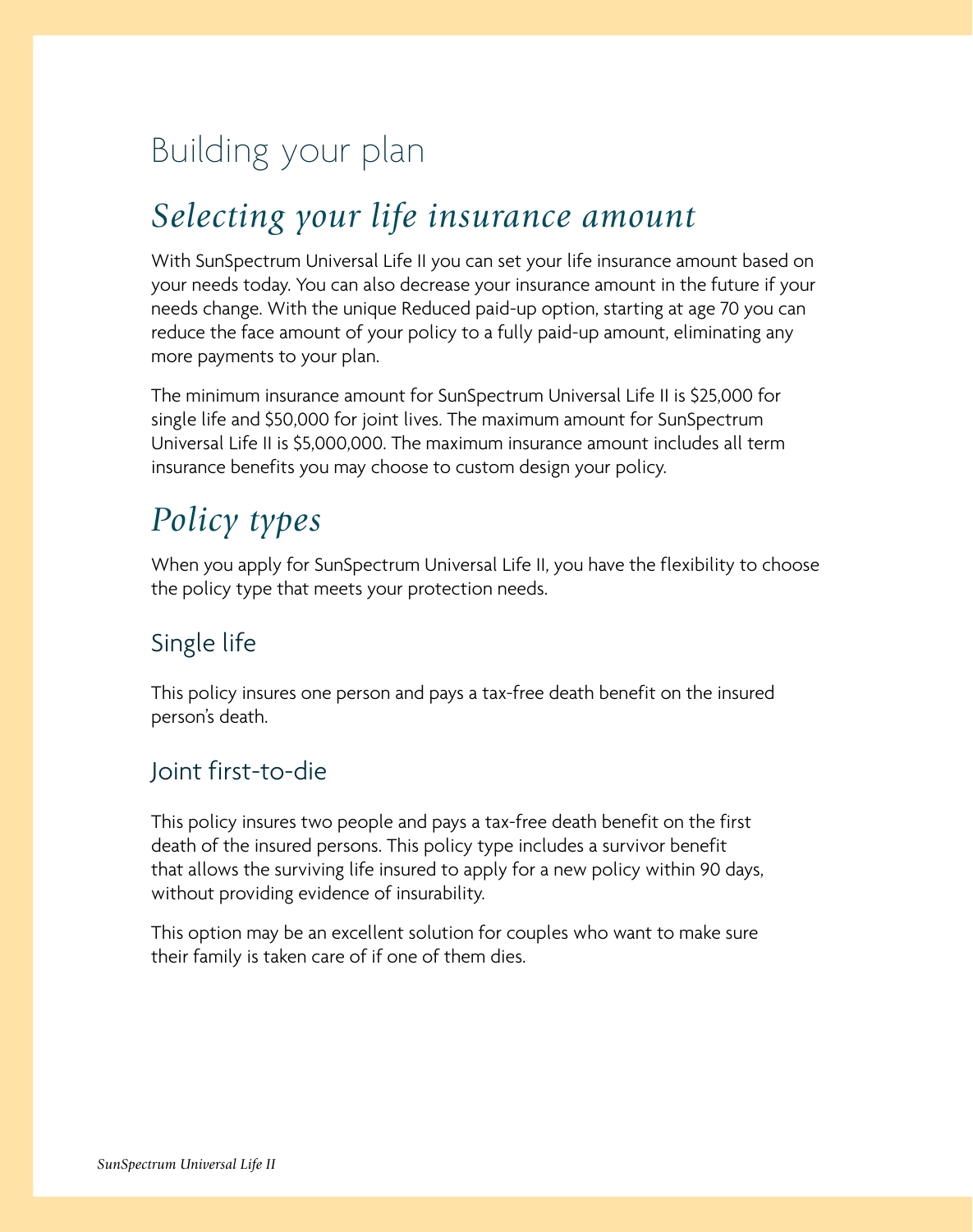# Building your plan

## *Selecting your life insurance amount*

With SunSpectrum Universal Life II you can set your life insurance amount based on your needs today. You can also decrease your insurance amount in the future if your needs change. With the unique Reduced paid-up option, starting at age 70 you can reduce the face amount of your policy to a fully paid-up amount, eliminating any more payments to your plan.

The minimum insurance amount for SunSpectrum Universal Life II is $25,000 for single life and $50,000 for joint lives. The maximum amount for SunSpectrum Universal Life II is $5,000,000. The maximum insurance amount includes all term insurance benefits you may choose to custom design your policy.

## *Policy types*

When you apply for SunSpectrum Universal Life II, you have the flexibility to choose the policy type that meets your protection needs.

### Single life

This policy insures one person and pays a tax-free death benefit on the insured person's death.

### Joint first-to-die

This policy insures two people and pays a tax-free death benefit on the first death of the insured persons. This policy type includes a survivor benefit that allows the surviving life insured to apply for a new policy within 90 days, without providing evidence of insurability.

This option may be an excellent solution for couples who want to make sure their family is taken care of if one of them dies.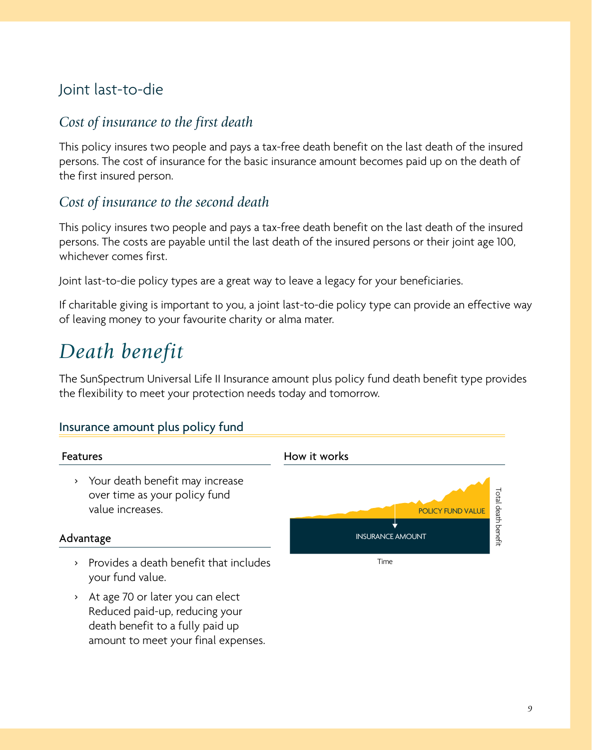## Joint last-to-die

### *Cost of insurance to the first death*

This policy insures two people and pays a tax-free death benefit on the last death of the insured persons. The cost of insurance for the basic insurance amount becomes paid up on the death of the first insured person.

### *Cost of insurance to the second death*

This policy insures two people and pays a tax-free death benefit on the last death of the insured persons. The costs are payable until the last death of the insured persons or their joint age 100, whichever comes first.

Joint last-to-die policy types are a great way to leave a legacy for your beneficiaries.

If charitable giving is important to you, a joint last-to-die policy type can provide an effective way of leaving money to your favourite charity or alma mater.

# *Death benefit*

The SunSpectrum Universal Life II Insurance amount plus policy fund death benefit type provides the flexibility to meet your protection needs today and tomorrow.

### Insurance amount plus policy fund

#### Features

- Your death benefit may increase over time as your policy fund value increases.

#### Advantage

- Provides a death benefit that includes your fund value.
- At age 70 or later you can elect Reduced paid-up, reducing your death benefit to a fully paid up amount to meet your final expenses.

#### How it works

POLICY FUND VALUE

INSURANCE AMOUNT

Total death benefit

Time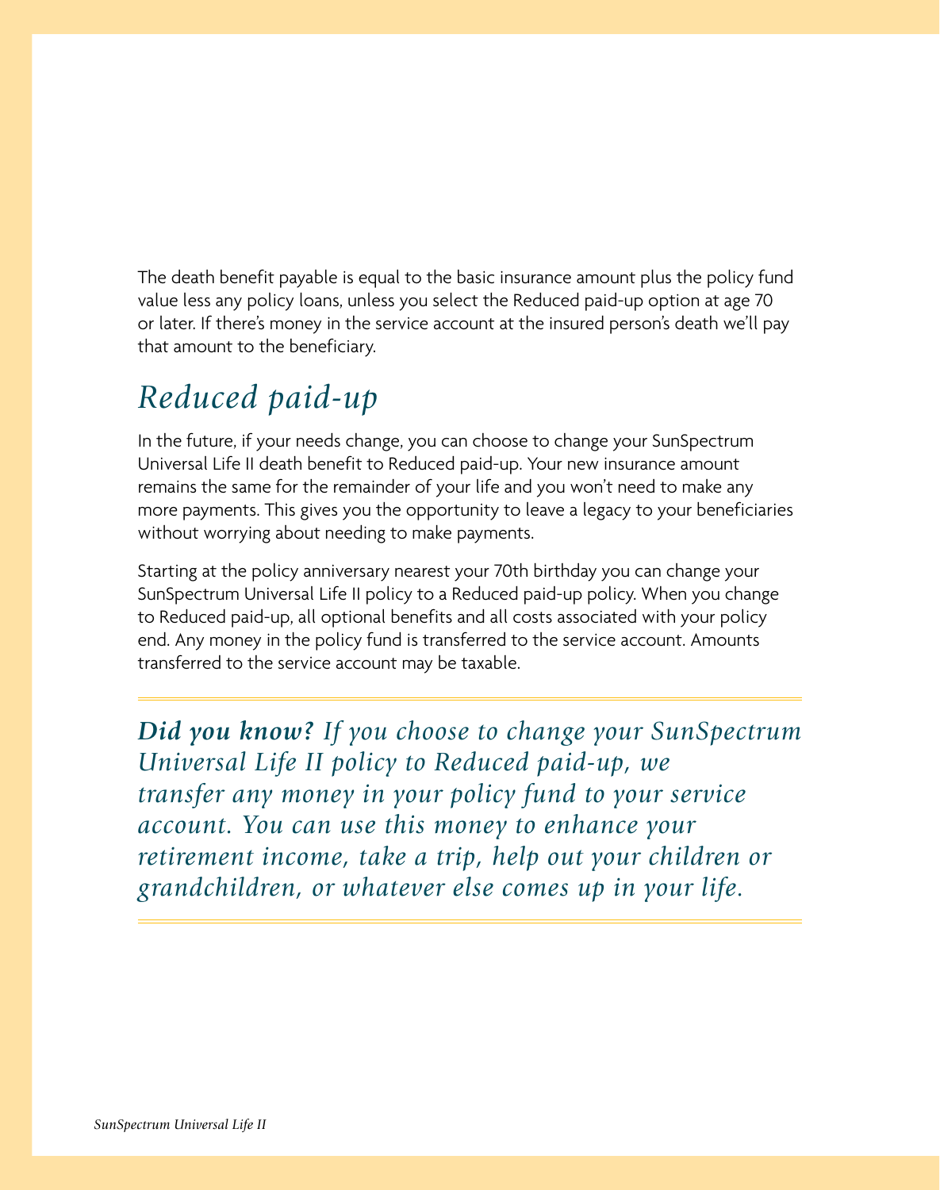The death benefit payable is equal to the basic insurance amount plus the policy fund value less any policy loans, unless you select the Reduced paid-up option at age 70 or later. If there's money in the service account at the insured person's death we'll pay that amount to the beneficiary.

## *Reduced paid-up*

In the future, if your needs change, you can choose to change your SunSpectrum Universal Life II death benefit to Reduced paid-up. Your new insurance amount remains the same for the remainder of your life and you won't need to make any more payments. This gives you the opportunity to leave a legacy to your beneficiaries without worrying about needing to make payments.

Starting at the policy anniversary nearest your 70th birthday you can change your SunSpectrum Universal Life II policy to a Reduced paid-up policy. When you change to Reduced paid-up, all optional benefits and all costs associated with your policy end. Any money in the policy fund is transferred to the service account. Amounts transferred to the service account may be taxable.

***Did you know?*** *If you choose to change your SunSpectrum Universal Life II policy to Reduced paid-up, we transfer any money in your policy fund to your service account. You can use this money to enhance your retirement income, take a trip, help out your children or grandchildren, or whatever else comes up in your life.*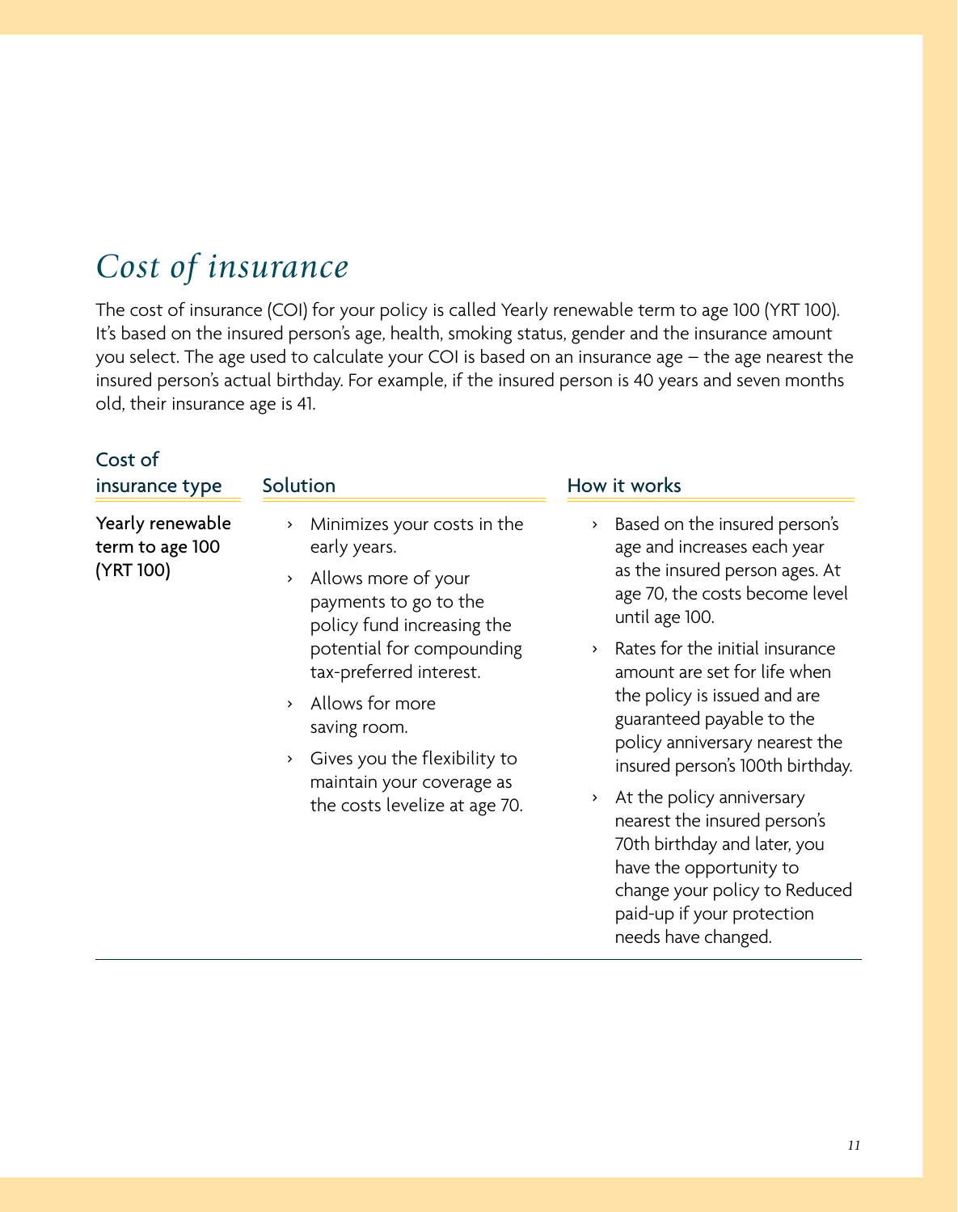# Cost of insurance

The cost of insurance (COI) for your policy is called Yearly renewable term to age 100 (YRT 100). It's based on the insured person's age, health, smoking status, gender and the insurance amount you select. The age used to calculate your COI is based on an insurance age – the age nearest the insured person's actual birthday. For example, if the insured person is 40 years and seven months old, their insurance age is 41.

| Cost of insurance type | Solution | How it works |
|---|---|---|
| Yearly renewable term to age 100 (YRT 100) | › Minimizes your costs in the early years.<br>› Allows more of your payments to go to the policy fund increasing the potential for compounding tax-preferred interest.<br>› Allows for more saving room.<br>› Gives you the flexibility to maintain your coverage as the costs levelize at age 70. | › Based on the insured person's age and increases each year as the insured person ages. At age 70, the costs become level until age 100.<br>› Rates for the initial insurance amount are set for life when the policy is issued and are guaranteed payable to the policy anniversary nearest the insured person's 100th birthday.<br>› At the policy anniversary nearest the insured person's 70th birthday and later, you have the opportunity to change your policy to Reduced paid-up if your protection needs have changed. |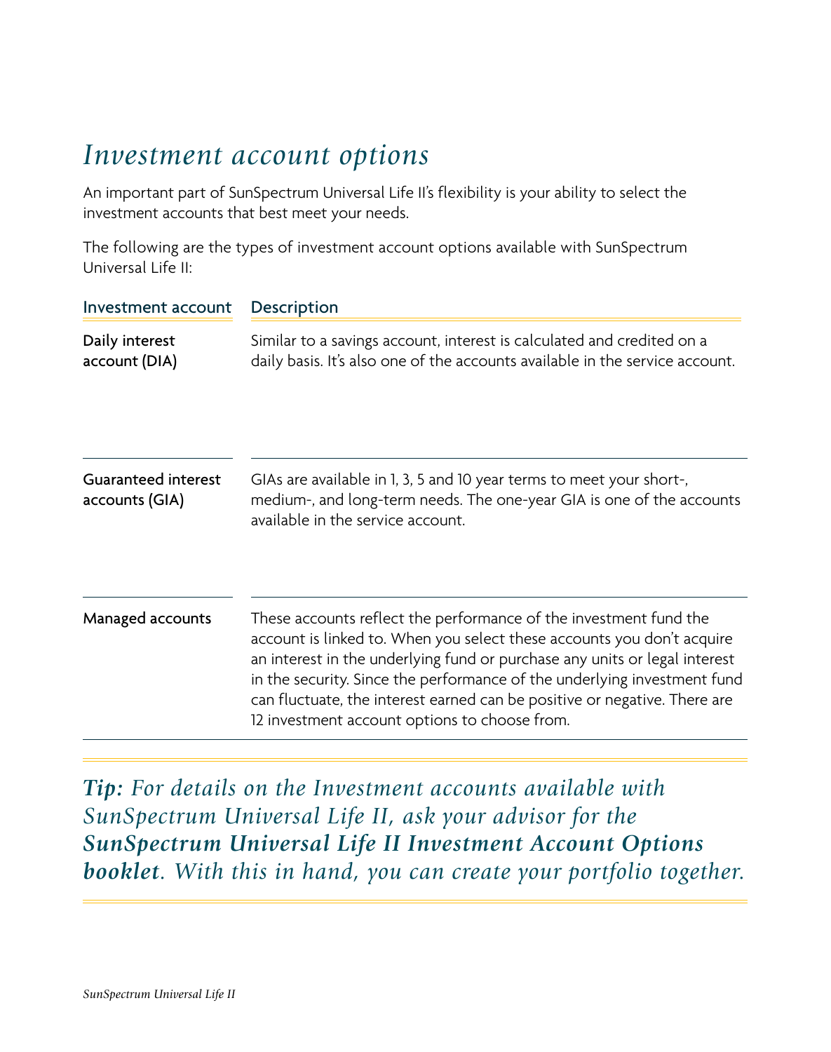# *Investment account options*

An important part of SunSpectrum Universal Life II's flexibility is your ability to select the investment accounts that best meet your needs.

The following are the types of investment account options available with SunSpectrum Universal Life II:

| Investment account | Description |
|---|---|
| Daily interest account (DIA) | Similar to a savings account, interest is calculated and credited on a daily basis. It's also one of the accounts available in the service account. |
| Guaranteed interest accounts (GIA) | GIAs are available in 1, 3, 5 and 10 year terms to meet your short-, medium-, and long-term needs. The one-year GIA is one of the accounts available in the service account. |
| Managed accounts | These accounts reflect the performance of the investment fund the account is linked to. When you select these accounts you don't acquire an interest in the underlying fund or purchase any units or legal interest in the security. Since the performance of the underlying investment fund can fluctuate, the interest earned can be positive or negative. There are 12 investment account options to choose from. |

***Tip:*** *For details on the Investment accounts available with SunSpectrum Universal Life II, ask your advisor for the* ***SunSpectrum Universal Life II Investment Account Options booklet****. With this in hand, you can create your portfolio together.*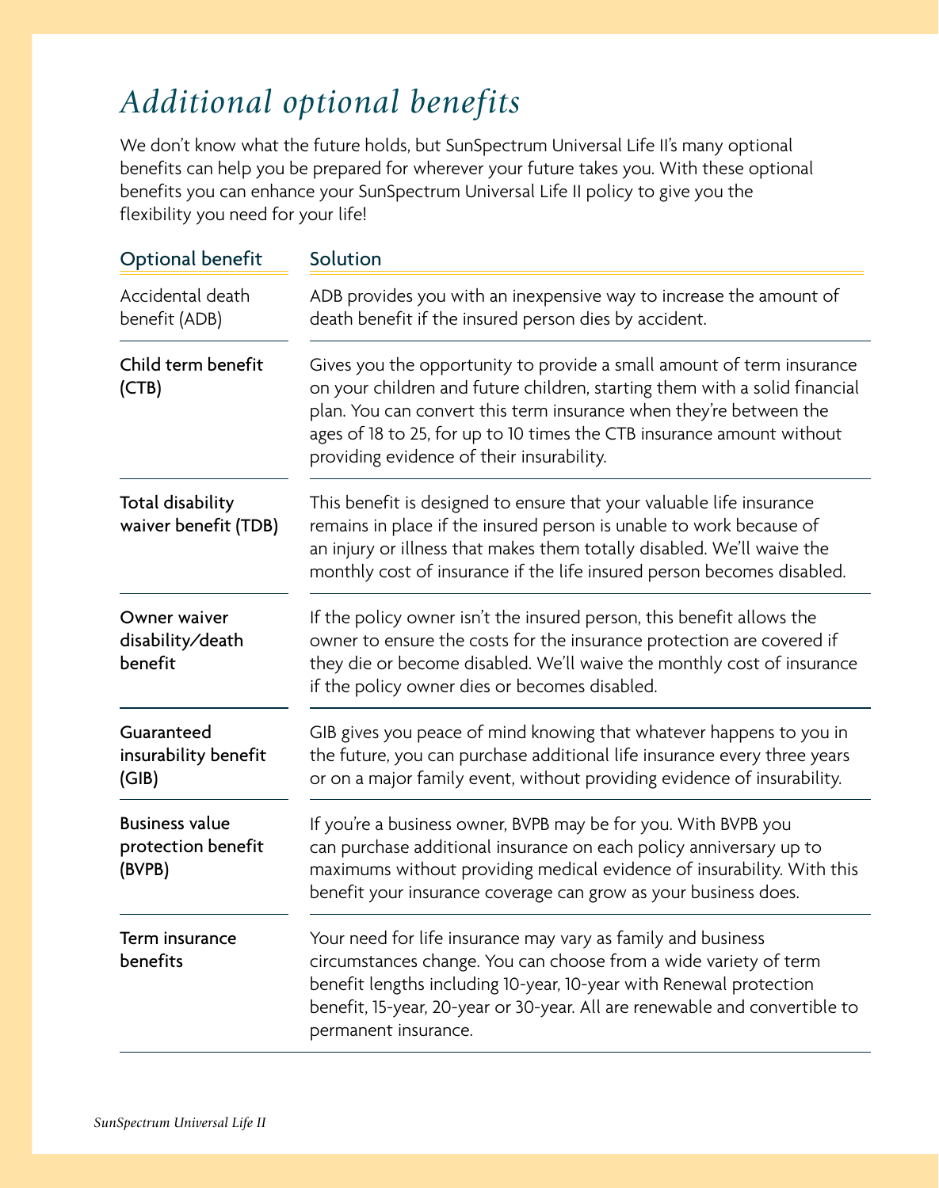# *Additional optional benefits*

We don't know what the future holds, but SunSpectrum Universal Life II's many optional benefits can help you be prepared for wherever your future takes you. With these optional benefits you can enhance your SunSpectrum Universal Life II policy to give you the flexibility you need for your life!

| Optional benefit | Solution |
|---|---|
| Accidental death benefit (ADB) | ADB provides you with an inexpensive way to increase the amount of death benefit if the insured person dies by accident. |
| Child term benefit (CTB) | Gives you the opportunity to provide a small amount of term insurance on your children and future children, starting them with a solid financial plan. You can convert this term insurance when they're between the ages of 18 to 25, for up to 10 times the CTB insurance amount without providing evidence of their insurability. |
| Total disability waiver benefit (TDB) | This benefit is designed to ensure that your valuable life insurance remains in place if the insured person is unable to work because of an injury or illness that makes them totally disabled. We'll waive the monthly cost of insurance if the life insured person becomes disabled. |
| Owner waiver disability/death benefit | If the policy owner isn't the insured person, this benefit allows the owner to ensure the costs for the insurance protection are covered if they die or become disabled. We'll waive the monthly cost of insurance if the policy owner dies or becomes disabled. |
| Guaranteed insurability benefit (GIB) | GIB gives you peace of mind knowing that whatever happens to you in the future, you can purchase additional life insurance every three years or on a major family event, without providing evidence of insurability. |
| Business value protection benefit (BVPB) | If you're a business owner, BVPB may be for you. With BVPB you can purchase additional insurance on each policy anniversary up to maximums without providing medical evidence of insurability. With this benefit your insurance coverage can grow as your business does. |
| Term insurance benefits | Your need for life insurance may vary as family and business circumstances change. You can choose from a wide variety of term benefit lengths including 10-year, 10-year with Renewal protection benefit, 15-year, 20-year or 30-year. All are renewable and convertible to permanent insurance. |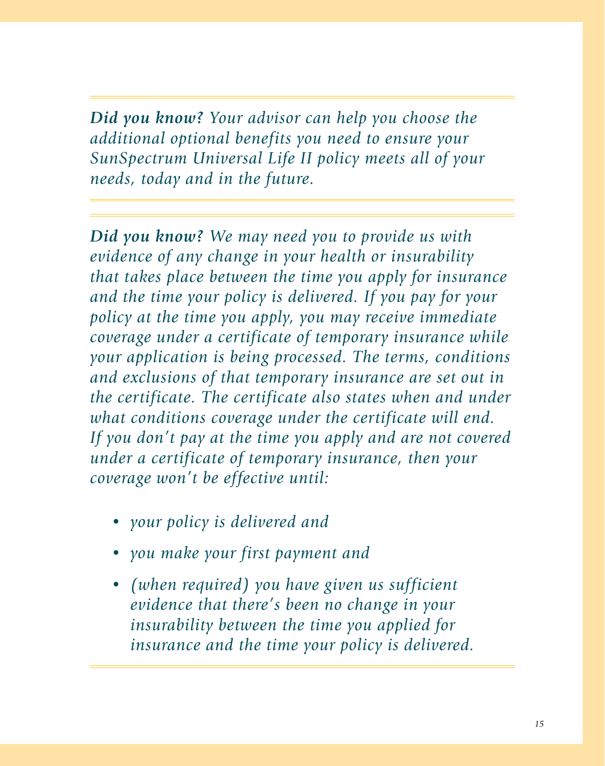***Did you know?*** *Your advisor can help you choose the additional optional benefits you need to ensure your SunSpectrum Universal Life II policy meets all of your needs, today and in the future.*

---

***Did you know?*** *We may need you to provide us with evidence of any change in your health or insurability that takes place between the time you apply for insurance and the time your policy is delivered. If you pay for your policy at the time you apply, you may receive immediate coverage under a certificate of temporary insurance while your application is being processed. The terms, conditions and exclusions of that temporary insurance are set out in the certificate. The certificate also states when and under what conditions coverage under the certificate will end. If you don't pay at the time you apply and are not covered under a certificate of temporary insurance, then your coverage won't be effective until:*

- *your policy is delivered and*
- *you make your first payment and*
- *(when required) you have given us sufficient evidence that there's been no change in your insurability between the time you applied for insurance and the time your policy is delivered.*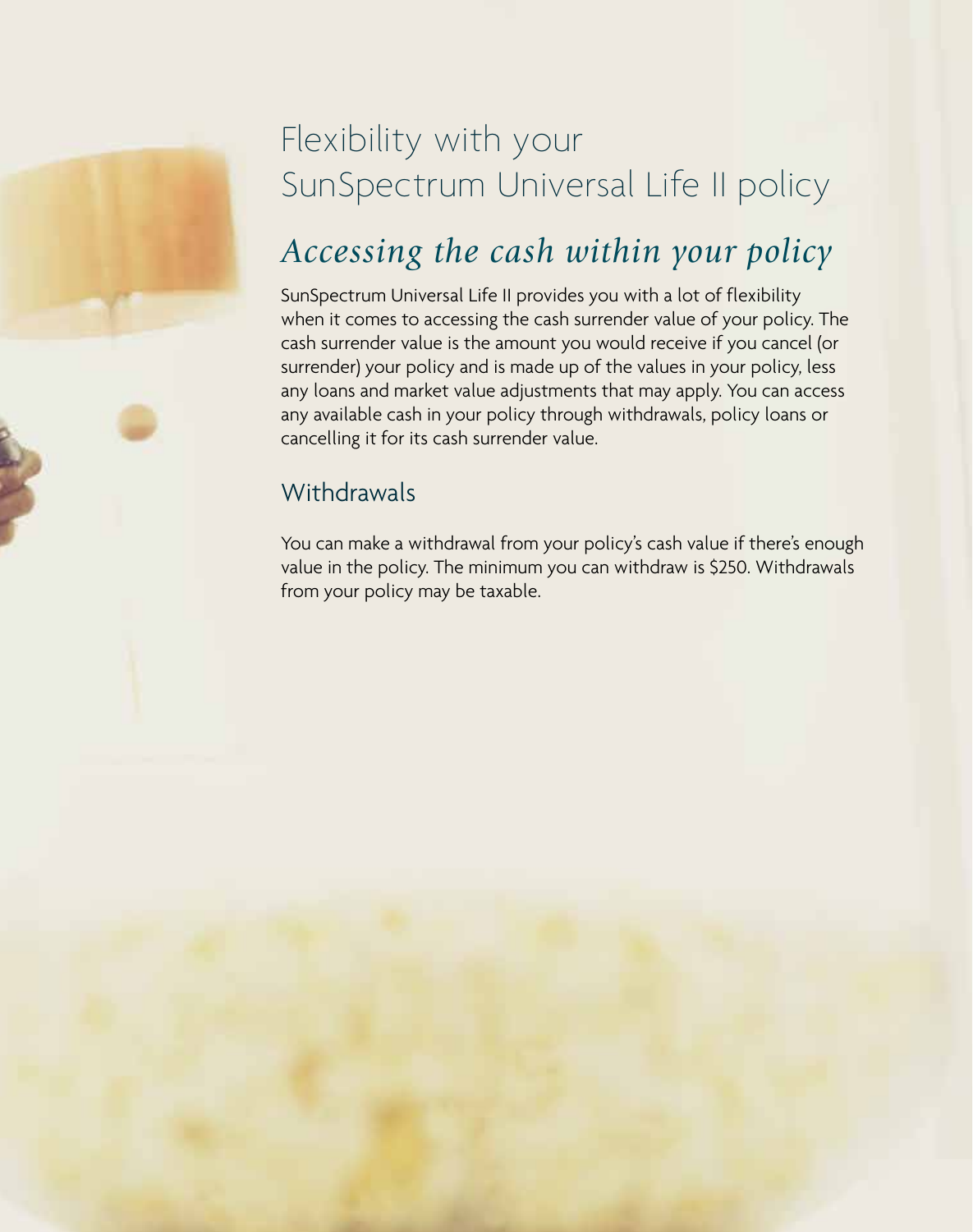# Flexibility with your SunSpectrum Universal Life II policy

## *Accessing the cash within your policy*

SunSpectrum Universal Life II provides you with a lot of flexibility when it comes to accessing the cash surrender value of your policy. The cash surrender value is the amount you would receive if you cancel (or surrender) your policy and is made up of the values in your policy, less any loans and market value adjustments that may apply. You can access any available cash in your policy through withdrawals, policy loans or cancelling it for its cash surrender value.

### Withdrawals

You can make a withdrawal from your policy's cash value if there's enough value in the policy. The minimum you can withdraw is $250. Withdrawals from your policy may be taxable.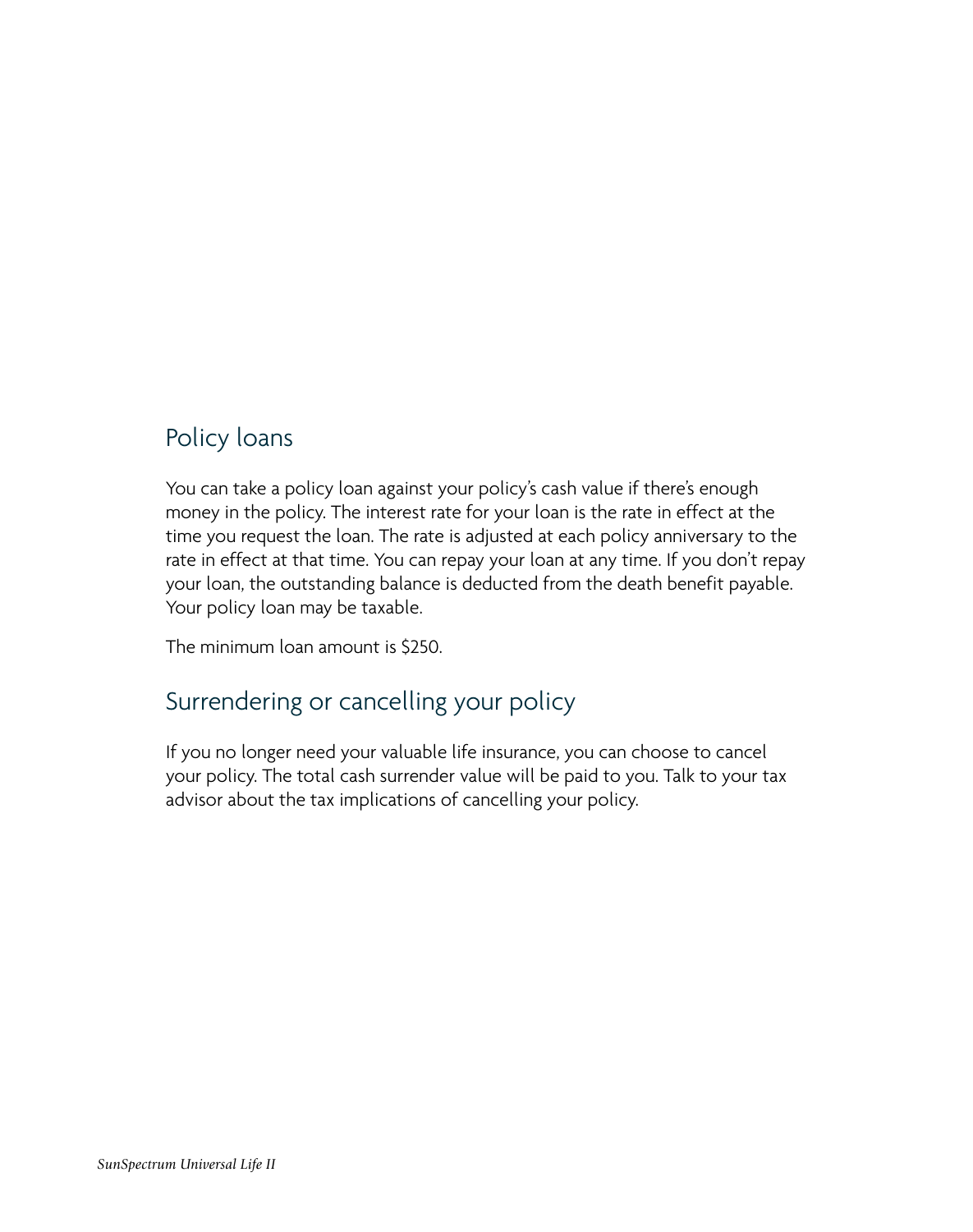## Policy loans

You can take a policy loan against your policy's cash value if there's enough money in the policy. The interest rate for your loan is the rate in effect at the time you request the loan. The rate is adjusted at each policy anniversary to the rate in effect at that time. You can repay your loan at any time. If you don't repay your loan, the outstanding balance is deducted from the death benefit payable. Your policy loan may be taxable.

The minimum loan amount is $250.

## Surrendering or cancelling your policy

If you no longer need your valuable life insurance, you can choose to cancel your policy. The total cash surrender value will be paid to you. Talk to your tax advisor about the tax implications of cancelling your policy.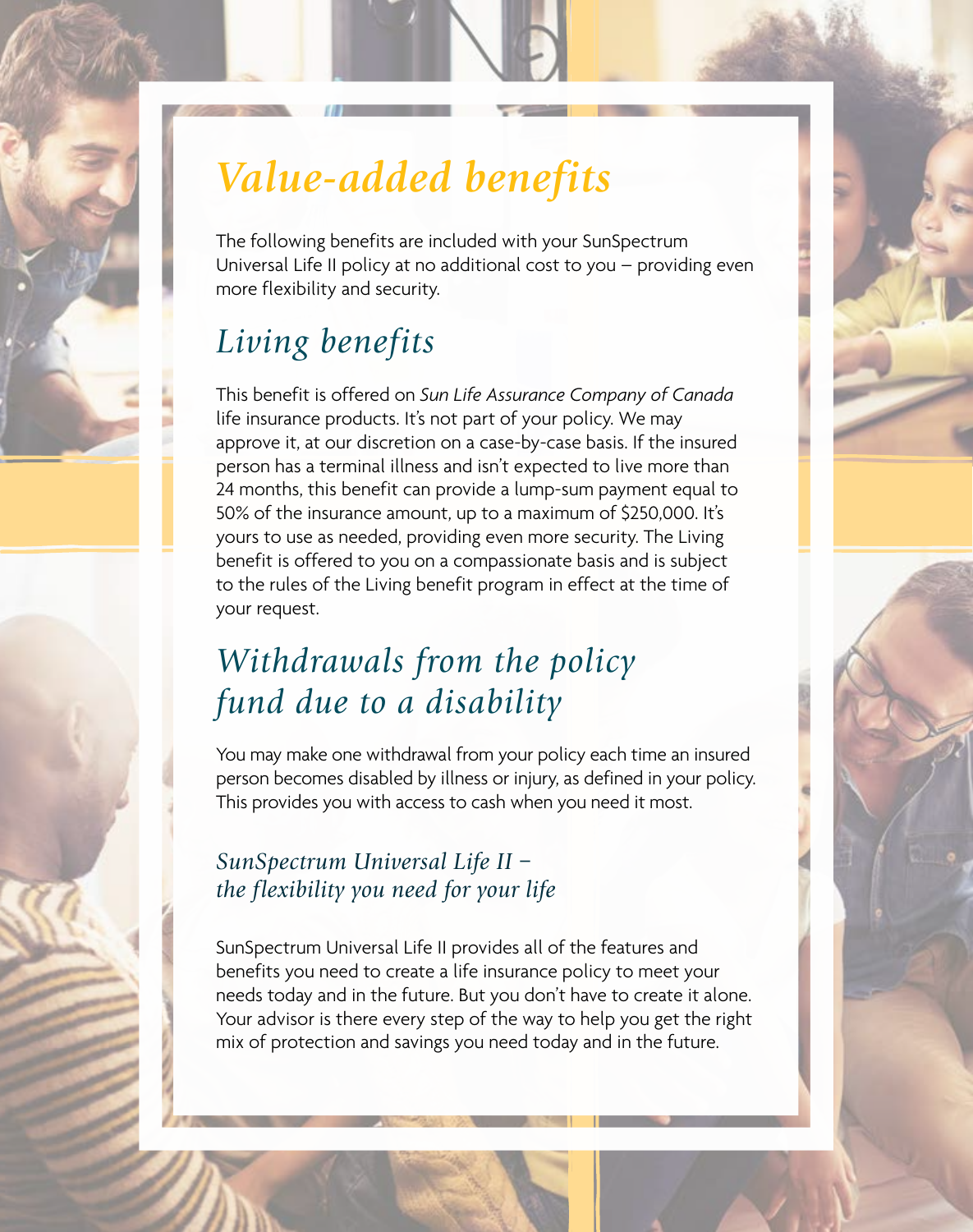# *Value-added benefits*

The following benefits are included with your SunSpectrum Universal Life II policy at no additional cost to you – providing even more flexibility and security.

## *Living benefits*

This benefit is offered on *Sun Life Assurance Company of Canada* life insurance products. It's not part of your policy. We may approve it, at our discretion on a case-by-case basis. If the insured person has a terminal illness and isn't expected to live more than 24 months, this benefit can provide a lump-sum payment equal to 50% of the insurance amount, up to a maximum of $250,000. It's yours to use as needed, providing even more security. The Living benefit is offered to you on a compassionate basis and is subject to the rules of the Living benefit program in effect at the time of your request.

## *Withdrawals from the policy fund due to a disability*

You may make one withdrawal from your policy each time an insured person becomes disabled by illness or injury, as defined in your policy. This provides you with access to cash when you need it most.

### *SunSpectrum Universal Life II – the flexibility you need for your life*

SunSpectrum Universal Life II provides all of the features and benefits you need to create a life insurance policy to meet your needs today and in the future. But you don't have to create it alone. Your advisor is there every step of the way to help you get the right mix of protection and savings you need today and in the future.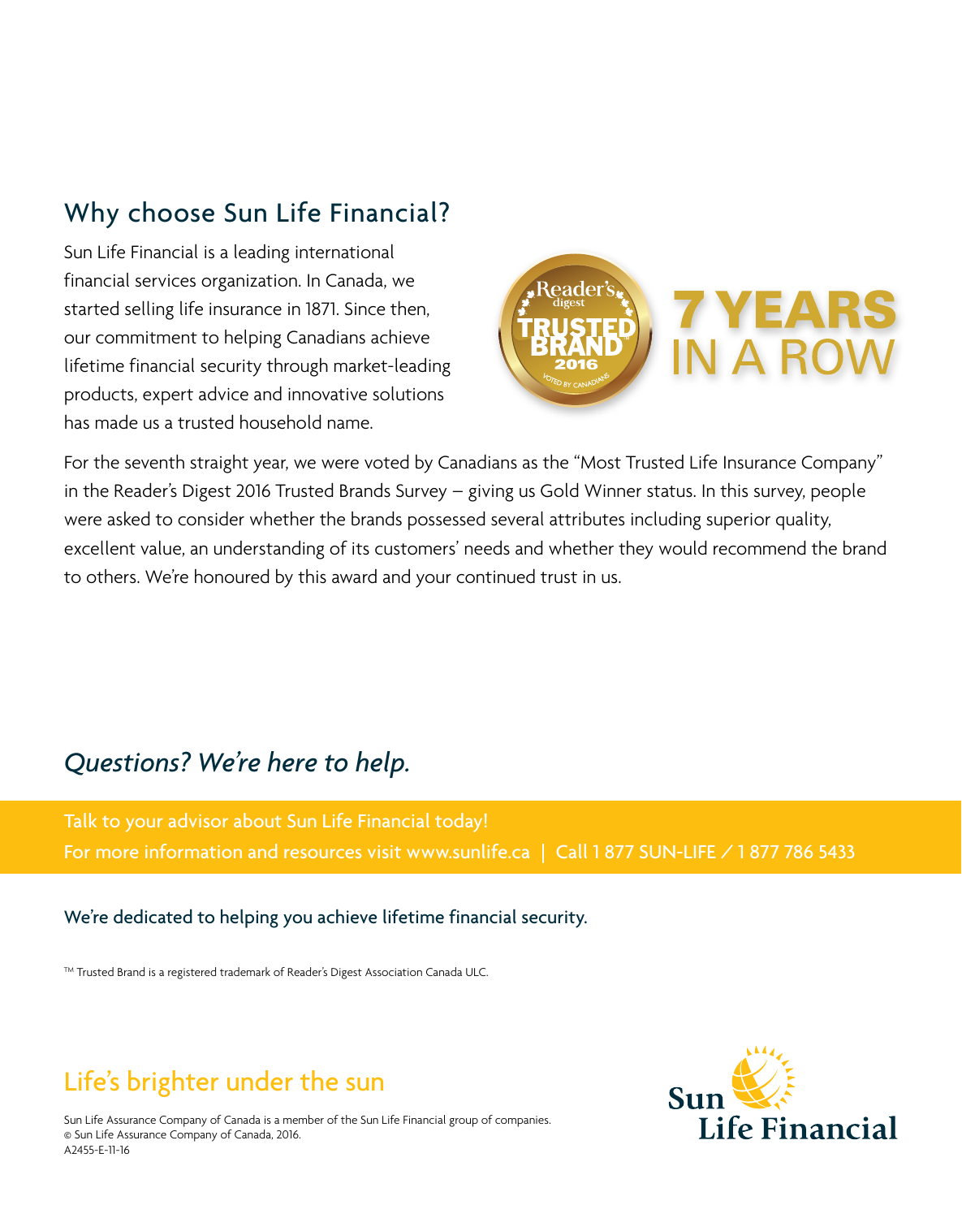## Why choose Sun Life Financial?

Sun Life Financial is a leading international financial services organization. In Canada, we started selling life insurance in 1871. Since then, our commitment to helping Canadians achieve lifetime financial security through market-leading products, expert advice and innovative solutions has made us a trusted household name.

Reader's digest TRUSTED BRAND 2016 VOTED BY CANADIANS

7 YEARS IN A ROW

For the seventh straight year, we were voted by Canadians as the "Most Trusted Life Insurance Company" in the Reader's Digest 2016 Trusted Brands Survey – giving us Gold Winner status. In this survey, people were asked to consider whether the brands possessed several attributes including superior quality, excellent value, an understanding of its customers' needs and whether they would recommend the brand to others. We're honoured by this award and your continued trust in us.

## *Questions? We're here to help.*

Talk to your advisor about Sun Life Financial today!
For more information and resources visit www.sunlife.ca | Call 1 877 SUN-LIFE / 1 877 786 5433

**We're dedicated to helping you achieve lifetime financial security.**

TM Trusted Brand is a registered trademark of Reader's Digest Association Canada ULC.

Life's brighter under the sun

Sun Life Assurance Company of Canada is a member of the Sun Life Financial group of companies.
© Sun Life Assurance Company of Canada, 2016.
A2455-E-11-16

Sun Life Financial